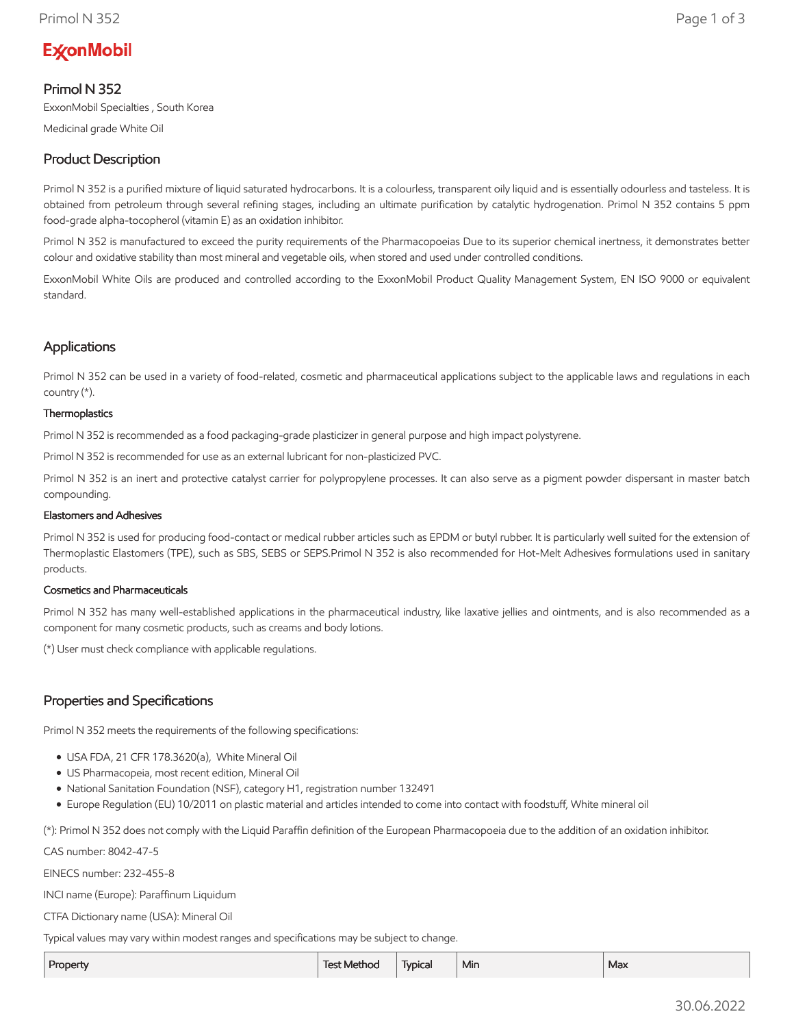ExxonMobil

# Primol N 352

ExxonMobil Specialties , South Korea

Medicinal grade White Oil

## Product Description

Primol N 352 is a purified mixture of liquid saturated hydrocarbons. It is a colourless, transparent oily liquid and is essentially odourless and tasteless. It is obtained from petroleum through several refining stages, including an ultimate purification by catalytic hydrogenation. Primol N 352 contains 5 ppm food-grade alpha-tocopherol (vitamin E) as an oxidation inhibitor.

Primol N 352 is manufactured to exceed the purity requirements of the Pharmacopoeias Due to its superior chemical inertness, it demonstrates better colour and oxidative stability than most mineral and vegetable oils, when stored and used under controlled conditions.

ExxonMobil White Oils are produced and controlled according to the ExxonMobil Product Quality Management System, EN ISO 9000 or equivalent standard.

## Applications

Primol N 352 can be used in a variety of food-related, cosmetic and pharmaceutical applications subject to the applicable laws and regulations in each country (*).

### Thermoplastics

Primol N 352 is recommended as a food packaging-grade plasticizer in general purpose and high impact polystyrene.

Primol N 352 is recommended for use as an external lubricant for non-plasticized PVC.

Primol N 352 is an inert and protective catalyst carrier for polypropylene processes. It can also serve as a pigment powder dispersant in master batch compounding.

### Elastomers and Adhesives

Primol N 352 is used for producing food-contact or medical rubber articles such as EPDM or butyl rubber. It is particularly well suited for the extension of Thermoplastic Elastomers (TPE), such as SBS, SEBS or SEPS.Primol N 352 is also recommended for Hot-Melt Adhesives formulations used in sanitary products.

### Cosmetics and Pharmaceuticals

Primol N 352 has many well-established applications in the pharmaceutical industry, like laxative jellies and ointments, and is also recommended as a component for many cosmetic products, such as creams and body lotions.

(*) User must check compliance with applicable regulations.

## Properties and Specifications

Primol N 352 meets the requirements of the following specifications:

- USA FDA, 21 CFR 178.3620(a), White Mineral Oil
- US Pharmacopeia, most recent edition, Mineral Oil
- National Sanitation Foundation (NSF), category H1, registration number 132491
- Europe Regulation (EU) 10/2011 on plastic material and articles intended to come into contact with foodstuff, White mineral oil

(*): Primol N 352 does not comply with the Liquid Paraffin definition of the European Pharmacopoeia due to the addition of an oxidation inhibitor.

CAS number: 8042-47-5

EINECS number: 232-455-8

INCI name (Europe): Paraffinum Liquidum

CTFA Dictionary name (USA): Mineral Oil

Typical values may vary within modest ranges and specifications may be subject to change.

| Property | Test Method | Typical | Min | Max |
| --- | --- | --- | --- | --- |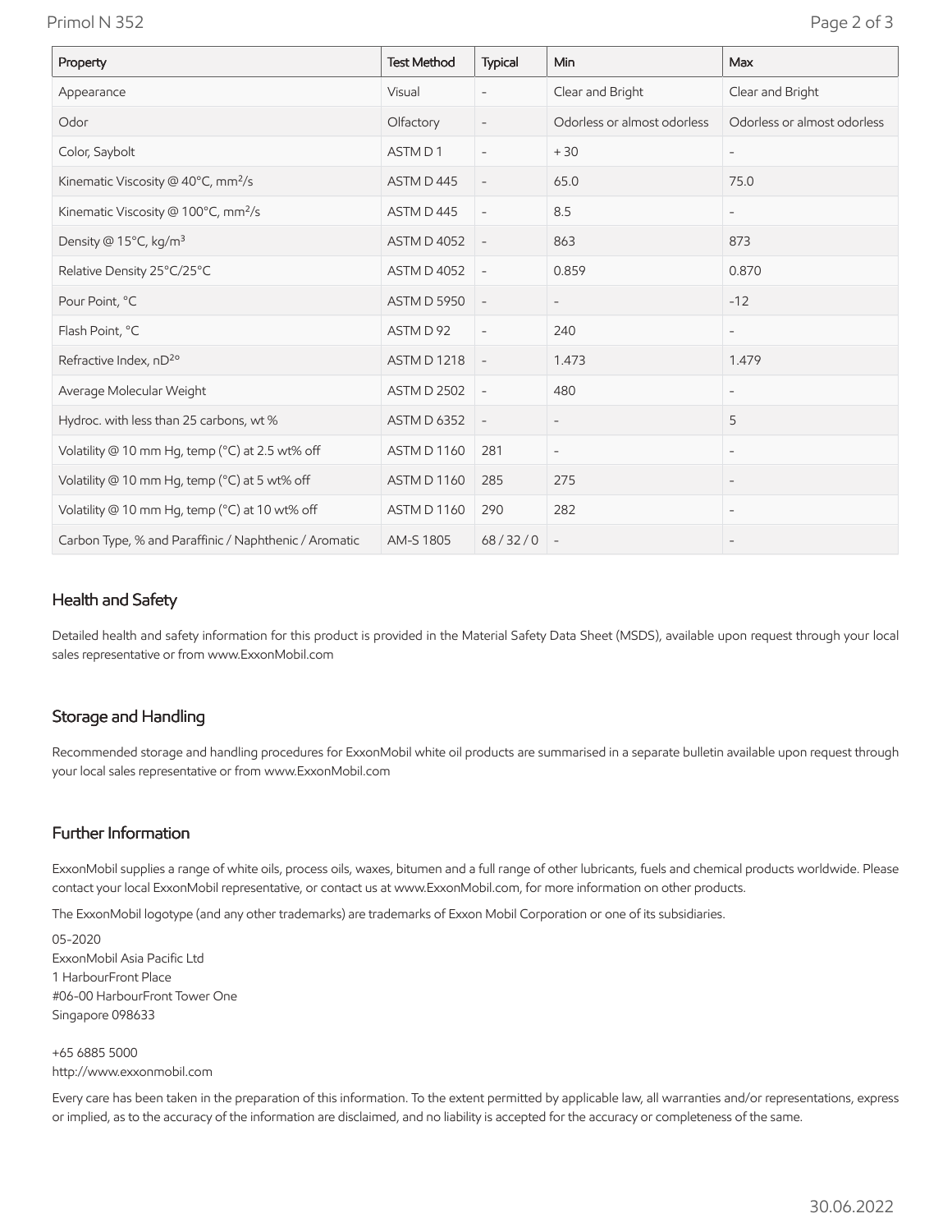| Property | Test Method | Typical | Min | Max |
|---|---|---|---|---|
| Appearance | Visual | - | Clear and Bright | Clear and Bright |
| Odor | Olfactory | - | Odorless or almost odorless | Odorless or almost odorless |
| Color, Saybolt | ASTM D 1 | - | + 30 | - |
| Kinematic Viscosity @ 40°C, $mm^2/s$ | ASTM D 445 | - | 65.0 | 75.0 |
| Kinematic Viscosity @ 100°C, $mm^2/s$ | ASTM D 445 | - | 8.5 | - |
| Density @ 15°C, $kg/m^3$ | ASTM D 4052 | - | 863 | 873 |
| Relative Density 25°C/25°C | ASTM D 4052 | - | 0.859 | 0.870 |
| Pour Point, °C | ASTM D 5950 | - | - | -12 |
| Flash Point, °C | ASTM D 92 | - | 240 | - |
| Refractive Index, $nD^{20}$ | ASTM D 1218 | - | 1.473 | 1.479 |
| Average Molecular Weight | ASTM D 2502 | - | 480 | - |
| Hydroc. with less than 25 carbons, wt % | ASTM D 6352 | - | - | 5 |
| Volatility @ 10 mm Hg, temp (°C) at 2.5 wt% off | ASTM D 1160 | 281 | - | - |
| Volatility @ 10 mm Hg, temp (°C) at 5 wt% off | ASTM D 1160 | 285 | 275 | - |
| Volatility @ 10 mm Hg, temp (°C) at 10 wt% off | ASTM D 1160 | 290 | 282 | - |
| Carbon Type, % and Paraffinic / Naphthenic / Aromatic | AM-S 1805 | 68 / 32 / 0 | - | - |

## Health and Safety

Detailed health and safety information for this product is provided in the Material Safety Data Sheet (MSDS), available upon request through your local sales representative or from www.ExxonMobil.com

## Storage and Handling

Recommended storage and handling procedures for ExxonMobil white oil products are summarised in a separate bulletin available upon request through your local sales representative or from www.ExxonMobil.com

## Further Information

ExxonMobil supplies a range of white oils, process oils, waxes, bitumen and a full range of other lubricants, fuels and chemical products worldwide. Please contact your local ExxonMobil representative, or contact us at www.ExxonMobil.com, for more information on other products.

The ExxonMobil logotype (and any other trademarks) are trademarks of Exxon Mobil Corporation or one of its subsidiaries.

05-2020
ExxonMobil Asia Pacific Ltd
1 HarbourFront Place
#06-00 HarbourFront Tower One
Singapore 098633

+65 6885 5000
http://www.exxonmobil.com

Every care has been taken in the preparation of this information. To the extent permitted by applicable law, all warranties and/or representations, express or implied, as to the accuracy of the information are disclaimed, and no liability is accepted for the accuracy or completeness of the same.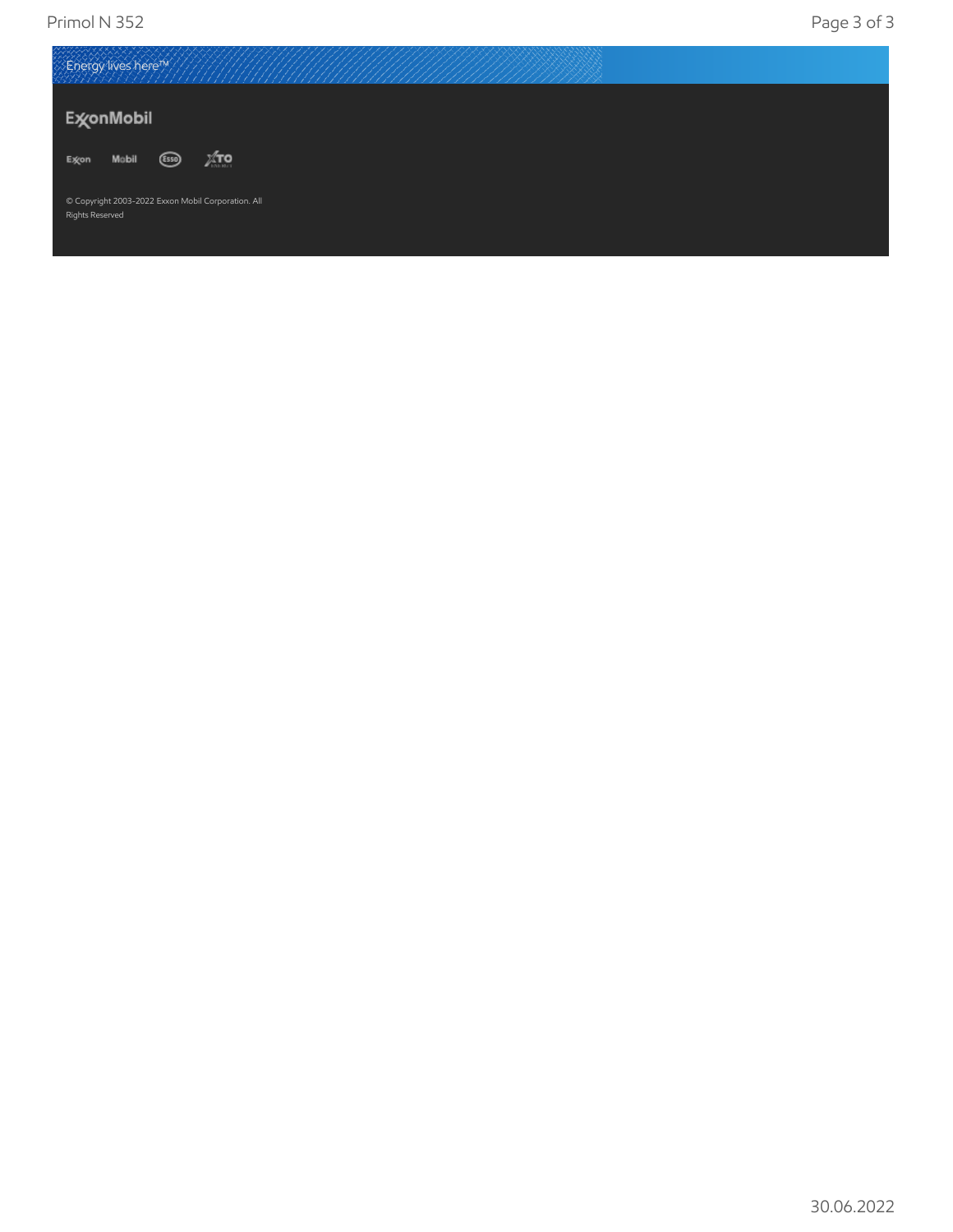Energy lives here™

ExxonMobil

Exxon Mobil Esso XTO

© Copyright 2003-2022 Exxon Mobil Corporation. All Rights Reserved